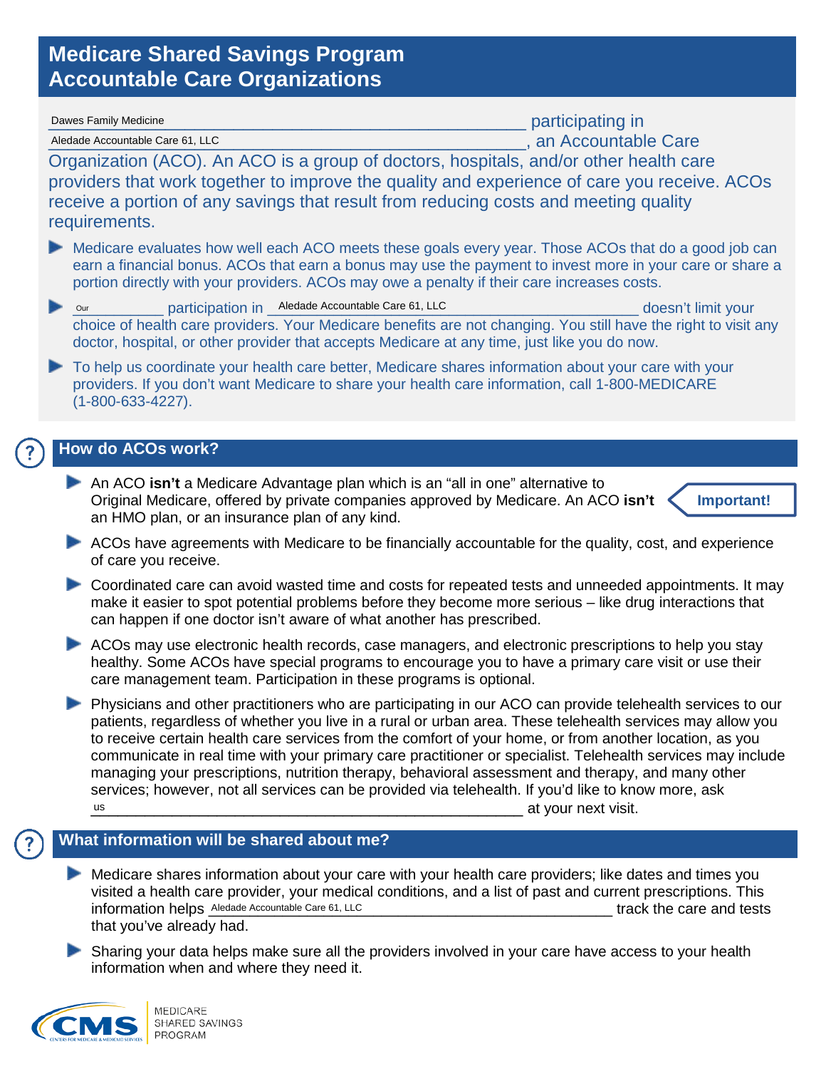# Medicare Shared Savings Program Accountable Care Organizations

Dawes Family Medicine participating in Aledade Accountable Care 61, LLC, an Accountable Care Organization (ACO). An ACO is a group of doctors, hospitals, and/or other health care providers that work together to improve the quality and experience of care you receive. ACOs receive a portion of any savings that result from reducing costs and meeting quality requirements.

- Medicare evaluates how well each ACO meets these goals every year. Those ACOs that do a good job can earn a financial bonus. ACOs that earn a bonus may use the payment to invest more in your care or share a portion directly with your providers. ACOs may owe a penalty if their care increases costs.
- Our participation in Aledade Accountable Care 61, LLC doesn't limit your choice of health care providers. Your Medicare benefits are not changing. You still have the right to visit any doctor, hospital, or other provider that accepts Medicare at any time, just like you do now.
- To help us coordinate your health care better, Medicare shares information about your care with your providers. If you don't want Medicare to share your health care information, call 1-800-MEDICARE (1-800-633-4227).

## How do ACOs work?

- An ACO **isn't** a Medicare Advantage plan which is an "all in one" alternative to Original Medicare, offered by private companies approved by Medicare. An ACO **isn't** an HMO plan, or an insurance plan of any kind. **Important!**
- ACOs have agreements with Medicare to be financially accountable for the quality, cost, and experience of care you receive.
- Coordinated care can avoid wasted time and costs for repeated tests and unneeded appointments. It may make it easier to spot potential problems before they become more serious – like drug interactions that can happen if one doctor isn't aware of what another has prescribed.
- ACOs may use electronic health records, case managers, and electronic prescriptions to help you stay healthy. Some ACOs have special programs to encourage you to have a primary care visit or use their care management team. Participation in these programs is optional.
- Physicians and other practitioners who are participating in our ACO can provide telehealth services to our patients, regardless of whether you live in a rural or urban area. These telehealth services may allow you to receive certain health care services from the comfort of your home, or from another location, as you communicate in real time with your primary care practitioner or specialist. Telehealth services may include managing your prescriptions, nutrition therapy, behavioral assessment and therapy, and many other services; however, not all services can be provided via telehealth. If you'd like to know more, ask us at your next visit.

## What information will be shared about me?

- Medicare shares information about your care with your health care providers; like dates and times you visited a health care provider, your medical conditions, and a list of past and current prescriptions. This information helps Aledade Accountable Care 61, LLC track the care and tests that you've already had.
- Sharing your data helps make sure all the providers involved in your care have access to your health information when and where they need it.

CMS | MEDICARE SHARED SAVINGS PROGRAM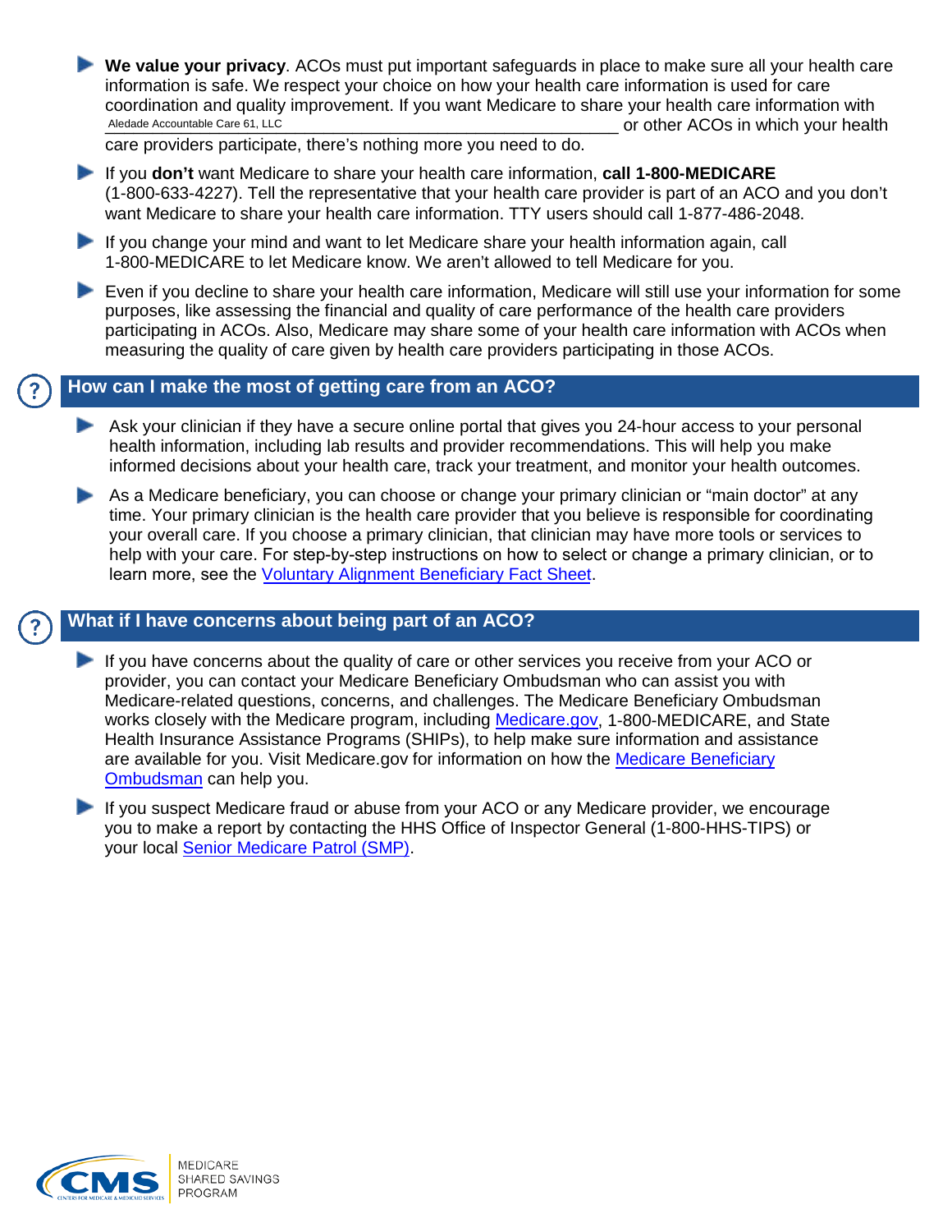- **We value your privacy**. ACOs must put important safeguards in place to make sure all your health care information is safe. We respect your choice on how your health care information is used for care coordination and quality improvement. If you want Medicare to share your health care information with Aledade Accountable Care 61, LLC or other ACOs in which your health care providers participate, there's nothing more you need to do.
- If you **don't** want Medicare to share your health care information, **call 1-800-MEDICARE** (1-800-633-4227). Tell the representative that your health care provider is part of an ACO and you don't want Medicare to share your health care information. TTY users should call 1-877-486-2048.
- If you change your mind and want to let Medicare share your health information again, call 1-800-MEDICARE to let Medicare know. We aren't allowed to tell Medicare for you.
- Even if you decline to share your health care information, Medicare will still use your information for some purposes, like assessing the financial and quality of care performance of the health care providers participating in ACOs. Also, Medicare may share some of your health care information with ACOs when measuring the quality of care given by health care providers participating in those ACOs.

## How can I make the most of getting care from an ACO?

- Ask your clinician if they have a secure online portal that gives you 24-hour access to your personal health information, including lab results and provider recommendations. This will help you make informed decisions about your health care, track your treatment, and monitor your health outcomes.
- As a Medicare beneficiary, you can choose or change your primary clinician or "main doctor" at any time. Your primary clinician is the health care provider that you believe is responsible for coordinating your overall care. If you choose a primary clinician, that clinician may have more tools or services to help with your care. For step-by-step instructions on how to select or change a primary clinician, or to learn more, see the Voluntary Alignment Beneficiary Fact Sheet.

## What if I have concerns about being part of an ACO?

- If you have concerns about the quality of care or other services you receive from your ACO or provider, you can contact your Medicare Beneficiary Ombudsman who can assist you with Medicare-related questions, concerns, and challenges. The Medicare Beneficiary Ombudsman works closely with the Medicare program, including Medicare.gov, 1-800-MEDICARE, and State Health Insurance Assistance Programs (SHIPs), to help make sure information and assistance are available for you. Visit Medicare.gov for information on how the Medicare Beneficiary Ombudsman can help you.
- If you suspect Medicare fraud or abuse from your ACO or any Medicare provider, we encourage you to make a report by contacting the HHS Office of Inspector General (1-800-HHS-TIPS) or your local Senior Medicare Patrol (SMP).

CMS CENTERS FOR MEDICARE & MEDICAID SERVICES | MEDICARE SHARED SAVINGS PROGRAM